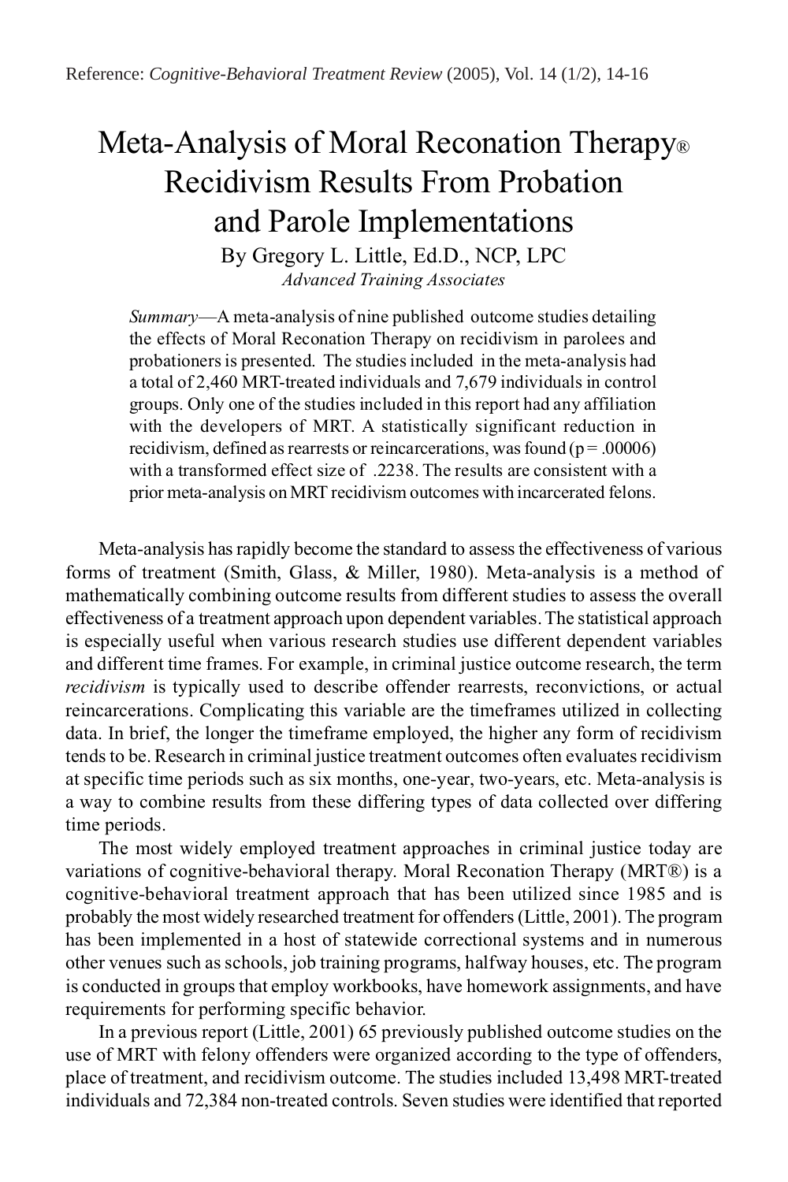Reference: *Cognitive-Behavioral Treatment Review* (2005), Vol. 14 (1/2), 14-16

# Meta-Analysis of Moral Reconation Therapy® Recidivism Results From Probation and Parole Implementations

By Gregory L. Little, Ed.D., NCP, LPC

*Advanced Training Associates*

*Summary*—A meta-analysis of nine published outcome studies detailing the effects of Moral Reconation Therapy on recidivism in parolees and probationers is presented. The studies included in the meta-analysis had a total of 2,460 MRT-treated individuals and 7,679 individuals in control groups. Only one of the studies included in this report had any affiliation with the developers of MRT. A statistically significant reduction in recidivism, defined as rearrests or reincarcerations, was found ($p = .00006$) with a transformed effect size of .2238. The results are consistent with a prior meta-analysis on MRT recidivism outcomes with incarcerated felons.

Meta-analysis has rapidly become the standard to assess the effectiveness of various forms of treatment (Smith, Glass, & Miller, 1980). Meta-analysis is a method of mathematically combining outcome results from different studies to assess the overall effectiveness of a treatment approach upon dependent variables. The statistical approach is especially useful when various research studies use different dependent variables and different time frames. For example, in criminal justice outcome research, the term *recidivism* is typically used to describe offender rearrests, reconvictions, or actual reincarcerations. Complicating this variable are the timeframes utilized in collecting data. In brief, the longer the timeframe employed, the higher any form of recidivism tends to be. Research in criminal justice treatment outcomes often evaluates recidivism at specific time periods such as six months, one-year, two-years, etc. Meta-analysis is a way to combine results from these differing types of data collected over differing time periods.

The most widely employed treatment approaches in criminal justice today are variations of cognitive-behavioral therapy. Moral Reconation Therapy (MRT®) is a cognitive-behavioral treatment approach that has been utilized since 1985 and is probably the most widely researched treatment for offenders (Little, 2001). The program has been implemented in a host of statewide correctional systems and in numerous other venues such as schools, job training programs, halfway houses, etc. The program is conducted in groups that employ workbooks, have homework assignments, and have requirements for performing specific behavior.

In a previous report (Little, 2001) 65 previously published outcome studies on the use of MRT with felony offenders were organized according to the type of offenders, place of treatment, and recidivism outcome. The studies included 13,498 MRT-treated individuals and 72,384 non-treated controls. Seven studies were identified that reported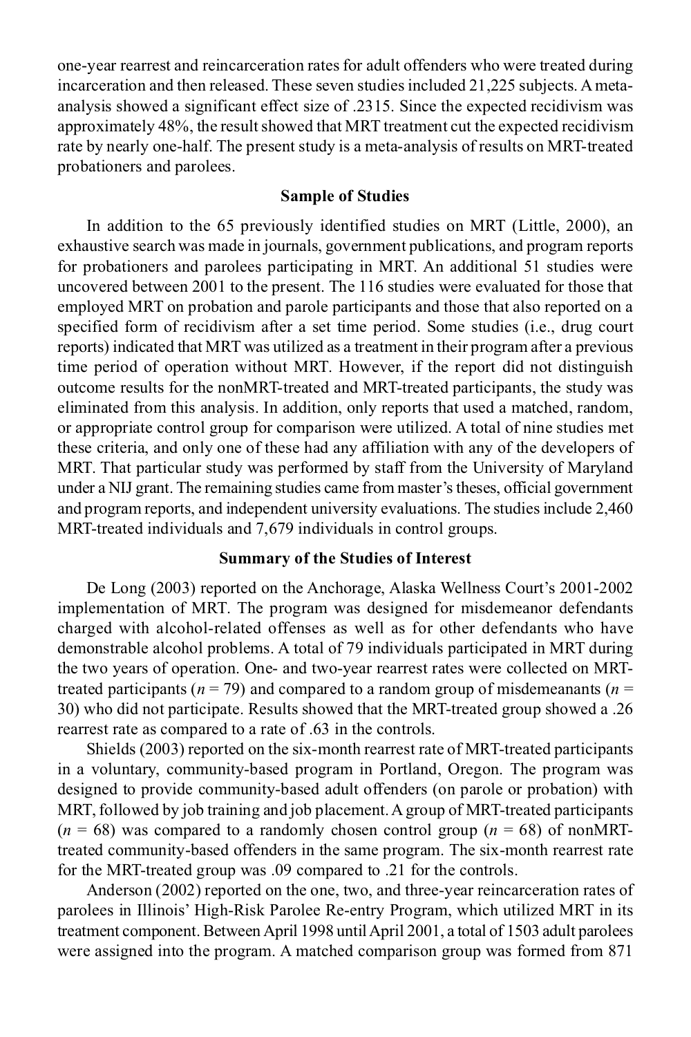one-year rearrest and reincarceration rates for adult offenders who were treated during incarceration and then released. These seven studies included 21,225 subjects. A meta-analysis showed a significant effect size of .2315. Since the expected recidivism was approximately 48%, the result showed that MRT treatment cut the expected recidivism rate by nearly one-half. The present study is a meta-analysis of results on MRT-treated probationers and parolees.

## Sample of Studies

In addition to the 65 previously identified studies on MRT (Little, 2000), an exhaustive search was made in journals, government publications, and program reports for probationers and parolees participating in MRT. An additional 51 studies were uncovered between 2001 to the present. The 116 studies were evaluated for those that employed MRT on probation and parole participants and those that also reported on a specified form of recidivism after a set time period. Some studies (i.e., drug court reports) indicated that MRT was utilized as a treatment in their program after a previous time period of operation without MRT. However, if the report did not distinguish outcome results for the nonMRT-treated and MRT-treated participants, the study was eliminated from this analysis. In addition, only reports that used a matched, random, or appropriate control group for comparison were utilized. A total of nine studies met these criteria, and only one of these had any affiliation with any of the developers of MRT. That particular study was performed by staff from the University of Maryland under a NIJ grant. The remaining studies came from master's theses, official government and program reports, and independent university evaluations. The studies include 2,460 MRT-treated individuals and 7,679 individuals in control groups.

## Summary of the Studies of Interest

De Long (2003) reported on the Anchorage, Alaska Wellness Court's 2001-2002 implementation of MRT. The program was designed for misdemeanor defendants charged with alcohol-related offenses as well as for other defendants who have demonstrable alcohol problems. A total of 79 individuals participated in MRT during the two years of operation. One- and two-year rearrest rates were collected on MRT-treated participants ($n$ = 79) and compared to a random group of misdemeanants ($n$ = 30) who did not participate. Results showed that the MRT-treated group showed a .26 rearrest rate as compared to a rate of .63 in the controls.

Shields (2003) reported on the six-month rearrest rate of MRT-treated participants in a voluntary, community-based program in Portland, Oregon. The program was designed to provide community-based adult offenders (on parole or probation) with MRT, followed by job training and job placement. A group of MRT-treated participants ($n$ = 68) was compared to a randomly chosen control group ($n$ = 68) of nonMRT-treated community-based offenders in the same program. The six-month rearrest rate for the MRT-treated group was .09 compared to .21 for the controls.

Anderson (2002) reported on the one, two, and three-year reincarceration rates of parolees in Illinois' High-Risk Parolee Re-entry Program, which utilized MRT in its treatment component. Between April 1998 until April 2001, a total of 1503 adult parolees were assigned into the program. A matched comparison group was formed from 871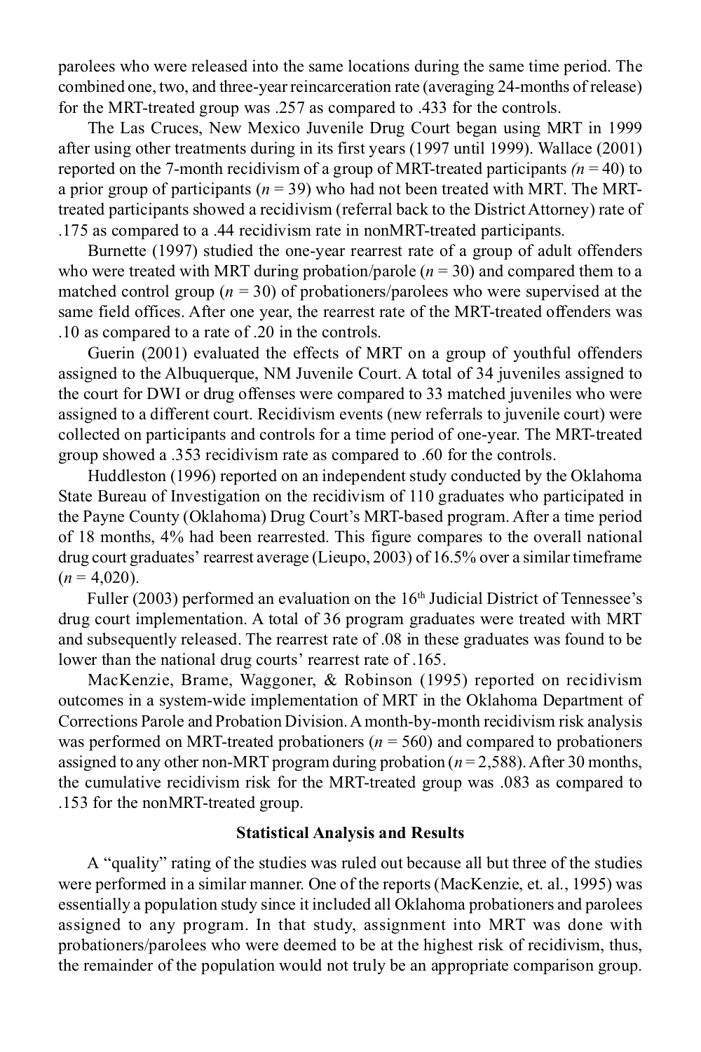parolees who were released into the same locations during the same time period. The combined one, two, and three-year reincarceration rate (averaging 24-months of release) for the MRT-treated group was .257 as compared to .433 for the controls.

The Las Cruces, New Mexico Juvenile Drug Court began using MRT in 1999 after using other treatments during in its first years (1997 until 1999). Wallace (2001) reported on the 7-month recidivism of a group of MRT-treated participants *(n* = 40) to a prior group of participants (*n* = 39) who had not been treated with MRT. The MRT-treated participants showed a recidivism (referral back to the District Attorney) rate of .175 as compared to a .44 recidivism rate in nonMRT-treated participants.

Burnette (1997) studied the one-year rearrest rate of a group of adult offenders who were treated with MRT during probation/parole (*n* = 30) and compared them to a matched control group (*n* = 30) of probationers/parolees who were supervised at the same field offices. After one year, the rearrest rate of the MRT-treated offenders was .10 as compared to a rate of .20 in the controls.

Guerin (2001) evaluated the effects of MRT on a group of youthful offenders assigned to the Albuquerque, NM Juvenile Court. A total of 34 juveniles assigned to the court for DWI or drug offenses were compared to 33 matched juveniles who were assigned to a different court. Recidivism events (new referrals to juvenile court) were collected on participants and controls for a time period of one-year. The MRT-treated group showed a .353 recidivism rate as compared to .60 for the controls.

Huddleston (1996) reported on an independent study conducted by the Oklahoma State Bureau of Investigation on the recidivism of 110 graduates who participated in the Payne County (Oklahoma) Drug Court's MRT-based program. After a time period of 18 months, 4% had been rearrested. This figure compares to the overall national drug court graduates' rearrest average (Lieupo, 2003) of 16.5% over a similar timeframe (*n* = 4,020).

Fuller (2003) performed an evaluation on the 16th Judicial District of Tennessee's drug court implementation. A total of 36 program graduates were treated with MRT and subsequently released. The rearrest rate of .08 in these graduates was found to be lower than the national drug courts' rearrest rate of .165.

MacKenzie, Brame, Waggoner, & Robinson (1995) reported on recidivism outcomes in a system-wide implementation of MRT in the Oklahoma Department of Corrections Parole and Probation Division. A month-by-month recidivism risk analysis was performed on MRT-treated probationers (*n* = 560) and compared to probationers assigned to any other non-MRT program during probation (*n* = 2,588). After 30 months, the cumulative recidivism risk for the MRT-treated group was .083 as compared to .153 for the nonMRT-treated group.

**Statistical Analysis and Results**

A "quality" rating of the studies was ruled out because all but three of the studies were performed in a similar manner. One of the reports (MacKenzie, et. al., 1995) was essentially a population study since it included all Oklahoma probationers and parolees assigned to any program. In that study, assignment into MRT was done with probationers/parolees who were deemed to be at the highest risk of recidivism, thus, the remainder of the population would not truly be an appropriate comparison group.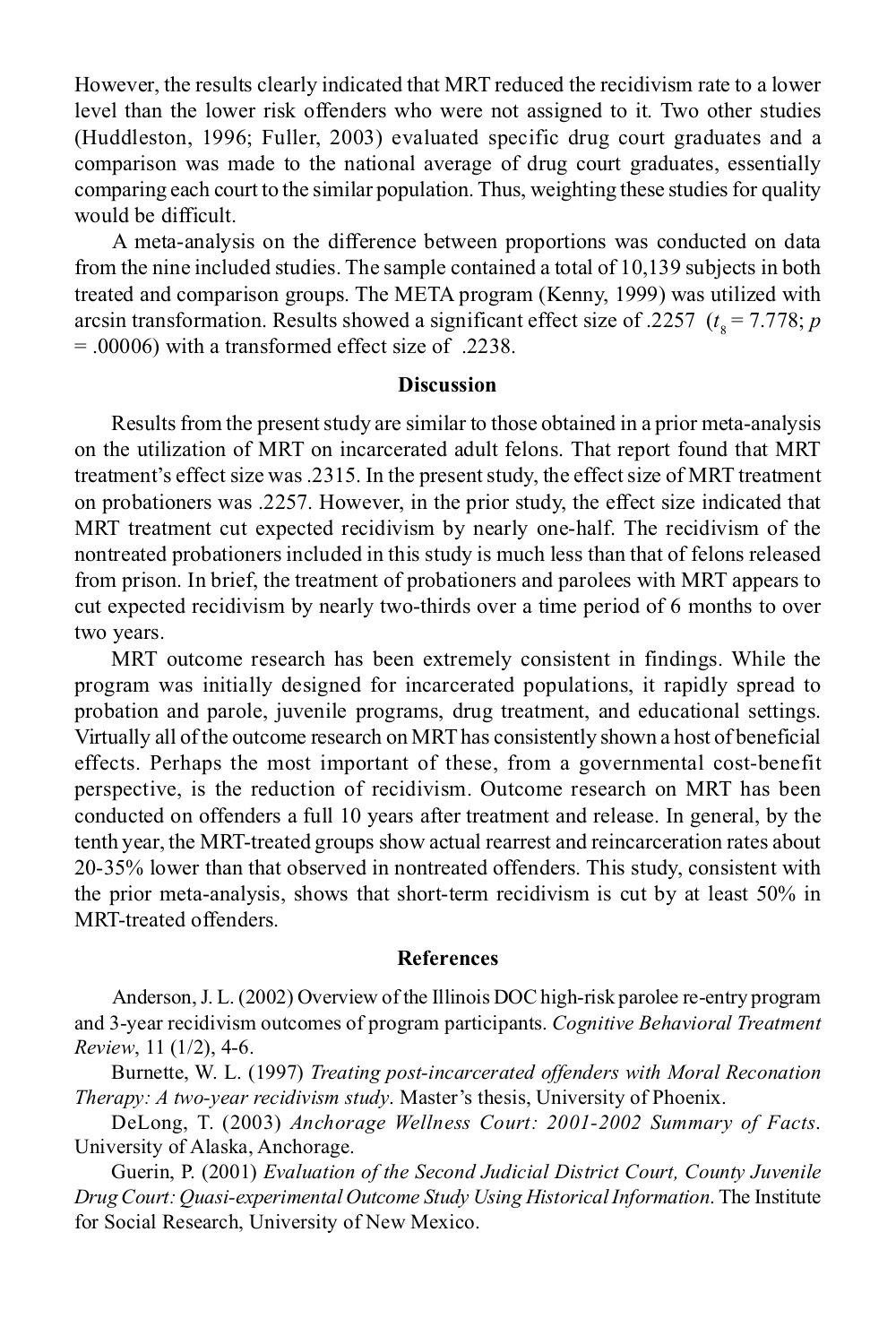However, the results clearly indicated that MRT reduced the recidivism rate to a lower level than the lower risk offenders who were not assigned to it. Two other studies (Huddleston, 1996; Fuller, 2003) evaluated specific drug court graduates and a comparison was made to the national average of drug court graduates, essentially comparing each court to the similar population. Thus, weighting these studies for quality would be difficult.

A meta-analysis on the difference between proportions was conducted on data from the nine included studies. The sample contained a total of 10,139 subjects in both treated and comparison groups. The META program (Kenny, 1999) was utilized with arcsin transformation. Results showed a significant effect size of .2257 ($t_8 = 7.778$; $p = .00006$) with a transformed effect size of .2238.

## Discussion

Results from the present study are similar to those obtained in a prior meta-analysis on the utilization of MRT on incarcerated adult felons. That report found that MRT treatment's effect size was .2315. In the present study, the effect size of MRT treatment on probationers was .2257. However, in the prior study, the effect size indicated that MRT treatment cut expected recidivism by nearly one-half. The recidivism of the nontreated probationers included in this study is much less than that of felons released from prison. In brief, the treatment of probationers and parolees with MRT appears to cut expected recidivism by nearly two-thirds over a time period of 6 months to over two years.

MRT outcome research has been extremely consistent in findings. While the program was initially designed for incarcerated populations, it rapidly spread to probation and parole, juvenile programs, drug treatment, and educational settings. Virtually all of the outcome research on MRT has consistently shown a host of beneficial effects. Perhaps the most important of these, from a governmental cost-benefit perspective, is the reduction of recidivism. Outcome research on MRT has been conducted on offenders a full 10 years after treatment and release. In general, by the tenth year, the MRT-treated groups show actual rearrest and reincarceration rates about 20-35% lower than that observed in nontreated offenders. This study, consistent with the prior meta-analysis, shows that short-term recidivism is cut by at least 50% in MRT-treated offenders.

## References

Anderson, J. L. (2002) Overview of the Illinois DOC high-risk parolee re-entry program and 3-year recidivism outcomes of program participants. *Cognitive Behavioral Treatment Review*, 11 (1/2), 4-6.

Burnette, W. L. (1997) *Treating post-incarcerated offenders with Moral Reconation Therapy: A two-year recidivism study*. Master's thesis, University of Phoenix.

DeLong, T. (2003) *Anchorage Wellness Court: 2001-2002 Summary of Facts*. University of Alaska, Anchorage.

Guerin, P. (2001) *Evaluation of the Second Judicial District Court, County Juvenile Drug Court: Quasi-experimental Outcome Study Using Historical Information*. The Institute for Social Research, University of New Mexico.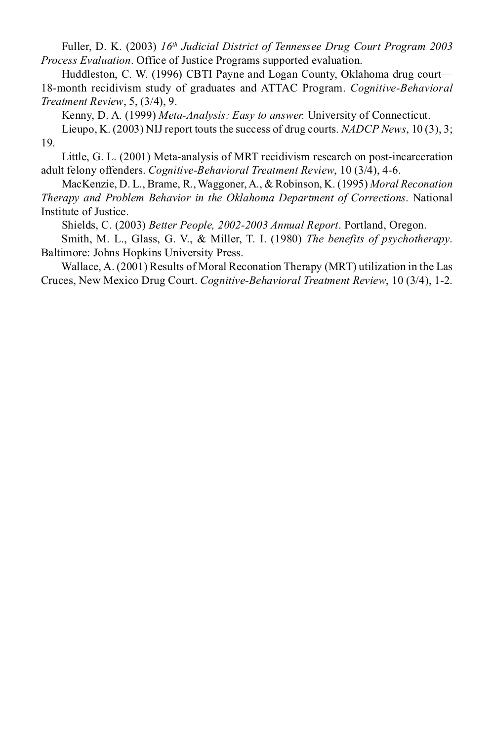Fuller, D. K. (2003) *16th Judicial District of Tennessee Drug Court Program 2003 Process Evaluation*. Office of Justice Programs supported evaluation.

Huddleston, C. W. (1996) CBTI Payne and Logan County, Oklahoma drug court—18-month recidivism study of graduates and ATTAC Program. *Cognitive-Behavioral Treatment Review*, 5, (3/4), 9.

Kenny, D. A. (1999) *Meta-Analysis: Easy to answer.* University of Connecticut.

Lieupo, K. (2003) NIJ report touts the success of drug courts. *NADCP News*, 10 (3), 3; 19.

Little, G. L. (2001) Meta-analysis of MRT recidivism research on post-incarceration adult felony offenders. *Cognitive-Behavioral Treatment Review*, 10 (3/4), 4-6.

MacKenzie, D. L., Brame, R., Waggoner, A., & Robinson, K. (1995) *Moral Reconation Therapy and Problem Behavior in the Oklahoma Department of Corrections*. National Institute of Justice.

Shields, C. (2003) *Better People, 2002-2003 Annual Report*. Portland, Oregon.

Smith, M. L., Glass, G. V., & Miller, T. I. (1980) *The benefits of psychotherapy*. Baltimore: Johns Hopkins University Press.

Wallace, A. (2001) Results of Moral Reconation Therapy (MRT) utilization in the Las Cruces, New Mexico Drug Court. *Cognitive-Behavioral Treatment Review*, 10 (3/4), 1-2.